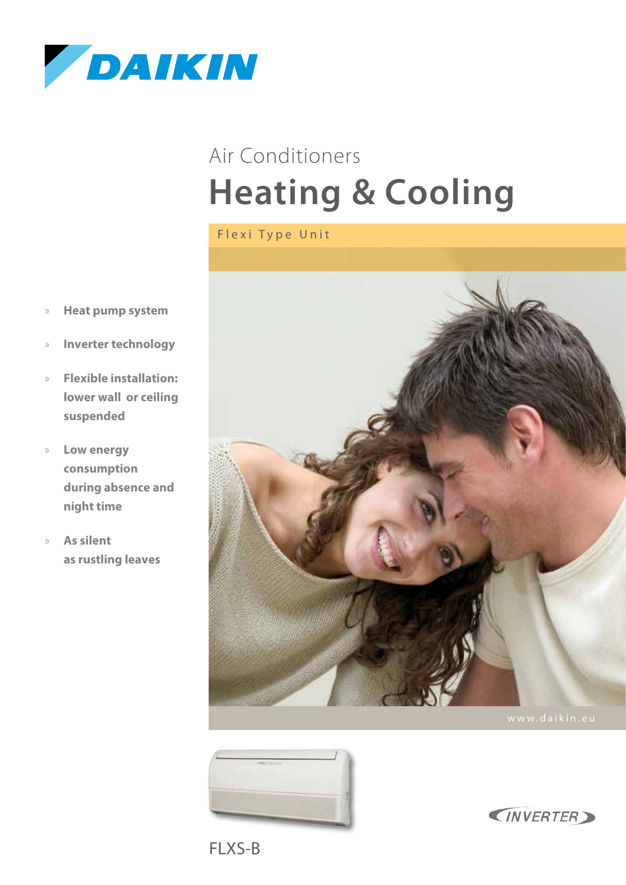DAIKIN

Air Conditioners

# Heating & Cooling

Flexi Type Unit

- **Heat pump system**
- **Inverter technology**
- **Flexible installation: lower wall or ceiling suspended**
- **Low energy consumption during absence and night time**
- **As silent as rustling leaves**

www.daikin.eu

FLXS-B

INVERTER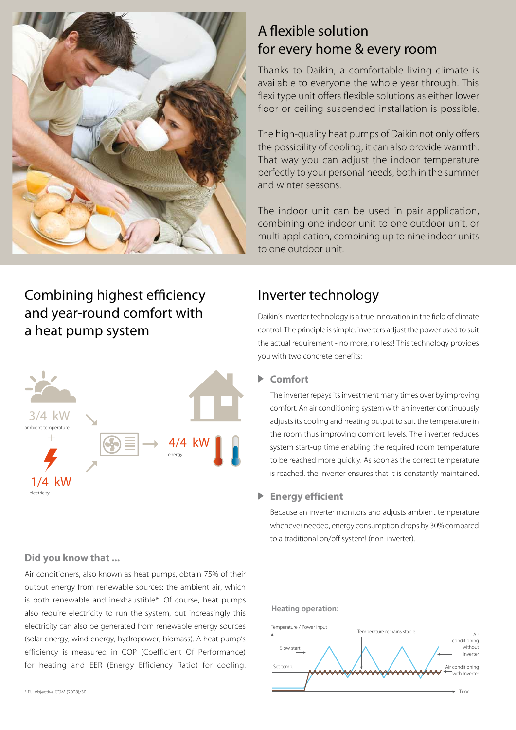## A flexible solution for every home & every room

Thanks to Daikin, a comfortable living climate is available to everyone the whole year through. This flexi type unit offers flexible solutions as either lower floor or ceiling suspended installation is possible.

The high-quality heat pumps of Daikin not only offers the possibility of cooling, it can also provide warmth. That way you can adjust the indoor temperature perfectly to your personal needs, both in the summer and winter seasons.

The indoor unit can be used in pair application, combining one indoor unit to one outdoor unit, or multi application, combining up to nine indoor units to one outdoor unit.

## Combining highest efficiency and year-round comfort with a heat pump system

3/4 kW
ambient temperature
+
1/4 kW
electricity

4/4 kW
energy

### Did you know that ...

Air conditioners, also known as heat pumps, obtain 75% of their output energy from renewable sources: the ambient air, which is both renewable and inexhaustible*. Of course, heat pumps also require electricity to run the system, but increasingly this electricity can also be generated from renewable energy sources (solar energy, wind energy, hydropower, biomass). A heat pump's efficiency is measured in COP (Coefficient Of Performance) for heating and EER (Energy Efficiency Ratio) for cooling.

\* EU objective COM (2008)/30

## Inverter technology

Daikin's inverter technology is a true innovation in the field of climate control. The principle is simple: inverters adjust the power used to suit the actual requirement - no more, no less! This technology provides you with two concrete benefits:

### Comfort

The inverter repays its investment many times over by improving comfort. An air conditioning system with an inverter continuously adjusts its cooling and heating output to suit the temperature in the room thus improving comfort levels. The inverter reduces system start-up time enabling the required room temperature to be reached more quickly. As soon as the correct temperature is reached, the inverter ensures that it is constantly maintained.

### Energy efficient

Because an inverter monitors and adjusts ambient temperature whenever needed, energy consumption drops by 30% compared to a traditional on/off system! (non-inverter).

**Heating operation:**

Temperature / Power input
Temperature remains stable
Slow start
Set temp.
Air conditioning without Inverter
Air conditioning with Inverter
Time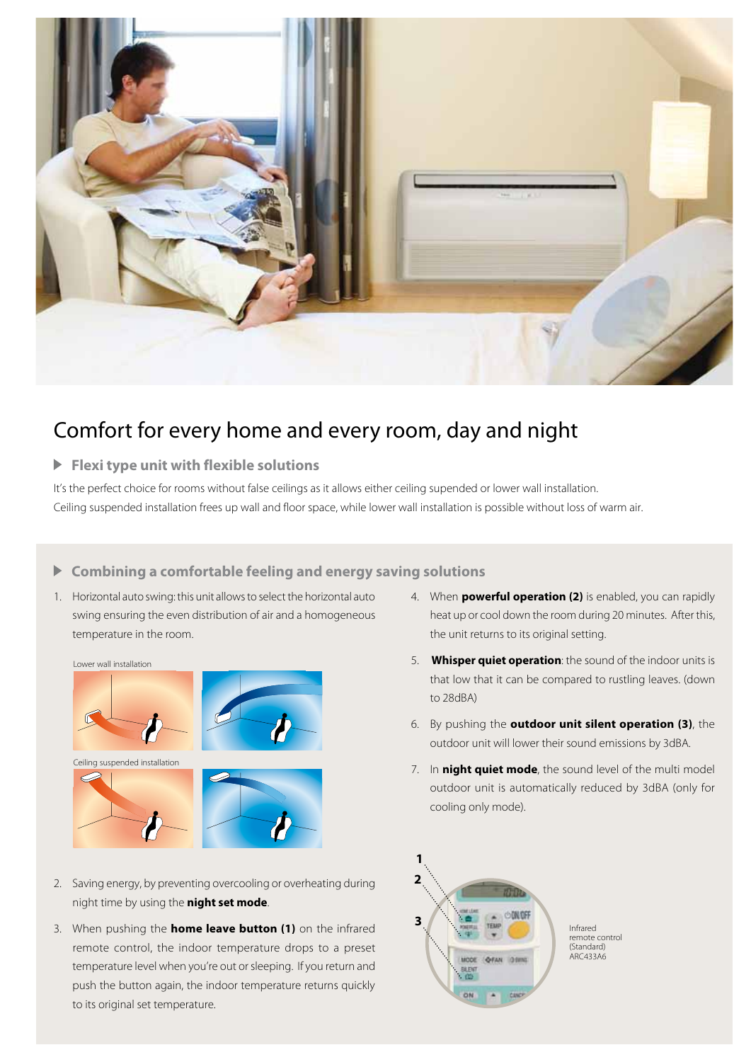# Comfort for every home and every room, day and night

## Flexi type unit with flexible solutions

It's the perfect choice for rooms without false ceilings as it allows either ceiling supended or lower wall installation.
Ceiling suspended installation frees up wall and floor space, while lower wall installation is possible without loss of warm air.

## Combining a comfortable feeling and energy saving solutions

1. Horizontal auto swing: this unit allows to select the horizontal auto swing ensuring the even distribution of air and a homogeneous temperature in the room.

Lower wall installation

Ceiling suspended installation

2. Saving energy, by preventing overcooling or overheating during night time by using the **night set mode**.
3. When pushing the **home leave button (1)** on the infrared remote control, the indoor temperature drops to a preset temperature level when you're out or sleeping. If you return and push the button again, the indoor temperature returns quickly to its original set temperature.
4. When **powerful operation (2)** is enabled, you can rapidly heat up or cool down the room during 20 minutes. After this, the unit returns to its original setting.
5. **Whisper quiet operation**: the sound of the indoor units is that low that it can be compared to rustling leaves. (down to 28dBA)
6. By pushing the **outdoor unit silent operation (3)**, the outdoor unit will lower their sound emissions by 3dBA.
7. In **night quiet mode**, the sound level of the multi model outdoor unit is automatically reduced by 3dBA (only for cooling only mode).

Infrared remote control (Standard) ARC433A6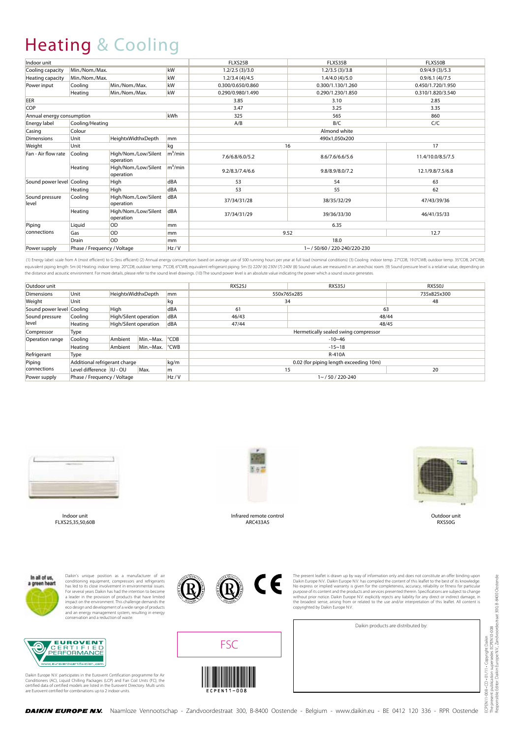# Heating & Cooling

| Indoor unit | | | | FLXS25B | FLXS35B | FLXS50B |
|---|---|---|---|---|---|---|
| Cooling capacity | Min./Nom./Max. | | kW | 1.2/2.5 (3)/3.0 | 1.2/3.5 (3)/3.8 | 0.9/4.9 (3)/5.3 |
| Heating capacity | Min./Nom./Max. | | kW | 1.2/3.4 (4)/4.5 | 1.4/4.0 (4)/5.0 | 0.9/6.1 (4)/7.5 |
| Power input | Cooling | Min./Nom./Max. | kW | 0.300/0.650/0.860 | 0.300/1.130/1.260 | 0.450/1.720/1.950 |
| | Heating | Min./Nom./Max. | kW | 0.290/0.980/1.490 | 0.290/1.230/1.850 | 0.310/1.820/3.540 |
| EER | | | | 3.85 | 3.10 | 2.85 |
| COP | | | | 3.47 | 3.25 | 3.35 |
| Annual energy consumption | | | kWh | 325 | 565 | 860 |
| Energy label | Cooling/Heating | | | A/B | B/C | C/C |
| Casing | Colour | | | Almond white | | |
| Dimensions | Unit | HeightxWidthxDepth | mm | 490x1,050x200 | | |
| Weight | Unit | | kg | 16 | | 17 |
| Fan - Air flow rate | Cooling | High/Nom./Low/Silent operation | m³/min | 7.6/6.8/6.0/5.2 | 8.6/7.6/6.6/5.6 | 11.4/10.0/8.5/7.5 |
| | Heating | High/Nom./Low/Silent operation | m³/min | 9.2/8.3/7.4/6.6 | 9.8/8.9/8.0/7.2 | 12.1/9.8/7.5/6.8 |
| Sound power level | Cooling | High | dBA | 53 | 54 | 63 |
| | Heating | High | dBA | 53 | 55 | 62 |
| Sound pressure level | Cooling | High/Nom./Low/Silent operation | dBA | 37/34/31/28 | 38/35/32/29 | 47/43/39/36 |
| | Heating | High/Nom./Low/Silent operation | dBA | 37/34/31/29 | 39/36/33/30 | 46/41/35/33 |
| Piping connections | Liquid | OD | mm | 6.35 | | |
| | Gas | OD | mm | 9.52 | | 12.7 |
| | Drain | OD | mm | 18.0 | | |
| Power supply | Phase / Frequency / Voltage | | Hz / V | 1~ / 50/60 / 220-240/220-230 | | |

(1) Energy label: scale from A (most efficient) to G (less efficient) (2) Annual energy consumption: based on average use of 500 running hours per year at full load (nominal conditions) (3) Cooling: indoor temp. 27°CDB, 19.0°CWB; outdoor temp. 35°CDB, 24°CWB; equivalent piping length: 5m (4) Heating: indoor temp. 20°CDB; outdoor temp. 7°CDB, 6°CWB; equivalent refrigerant piping: 5m (5) 220V (6) 230V (7) 240V (8) Sound values are measured in an anechoic room. (9) Sound pressure level is a relative value, depending on the distance and acoustic environment. For more details, please refer to the sound level drawings. (10) The sound power level is an absolute value indicating the power which a sound source generates.

| Outdoor unit | | | | | RXS25J | RXS35J | RXS50J |
|---|---|---|---|---|---|---|---|
| Dimensions | Unit | HeightxWidthxDepth | | mm | 550x765x285 | | 735x825x300 |
| Weight | Unit | | | kg | 34 | | 48 |
| Sound power level | Cooling | High | | dBA | 61 | 63 | |
| Sound pressure level | Cooling | High/Silent operation | | dBA | 46/43 | 48/44 | |
| | Heating | High/Silent operation | | dBA | 47/44 | 48/45 | |
| Compressor | Type | | | | Hermetically sealed swing compressor | | |
| Operation range | Cooling | Ambient | Min.~Max. | °CDB | -10~46 | | |
| | Heating | Ambient | Min.~Max. | °CWB | -15~18 | | |
| Refrigerant | Type | | | | R-410A | | |
| Piping connections | Additional refrigerant charge | | | kg/m | 0.02 (for piping length exceeding 10m) | | |
| | Level difference | IU - OU | Max. | m | 15 | | 20 |
| Power supply | Phase / Frequency / Voltage | | | Hz / V | 1~ / 50 / 220-240 | | |

Indoor unit
FLXS25,35,50,60B

Infrared remote control
ARC433A5

Outdoor unit
RXS50G

In all of us, a green heart

Daikin's unique position as a manufacturer of air conditioning equipment, compressors and refrigerants has led to its close involvement in environmental issues. For several years Daikin has had the intention to become a leader in the provision of products that have limited impact on the environment. This challenge demands the eco design and development of a wide range of products and an energy management system, resulting in energy conservation and a reduction of waste.

The present leaflet is drawn up by way of information only and does not constitute an offer binding upon Daikin Europe N.V. Daikin Europe N.V. has compiled the content of this leaflet to the best of its knowledge. No express or implied warranty is given for the completeness, accuracy, reliability or fitness for particular purpose of its content and the products and services presented therein. Specifications are subject to change without prior notice. Daikin Europe N.V. explicitly rejects any liability for any direct or indirect damage, in the broadest sense, arising from or related to the use and/or interpretation of this leaflet. All content is copyrighted by Daikin Europe N.V.

EUROVENT CERTIFIED PERFORMANCE
www.eurovent-certification.com

Daikin Europe N.V. participates in the Eurovent Certification programme for Air Conditioners (AC), Liquid Chilling Packages (LCP) and Fan Coil Units (FC); the certified data of certified models are listed in the Eurovent Directory. Multi units are Eurovent certified for combinations up to 2 indoor units.

FSC

ECPEN11-008

Daikin products are distributed by:

ECPEN11-008 • CD • 01/11 • Copyright Daikin
The present publication supersedes ECPEN10-008
Responsible Editor: Daikin Europe N.V., Zandvoordestraat 300, B-8400 Oostende

**DAIKIN EUROPE N.V.** Naamloze Vennootschap - Zandvoordestraat 300, B-8400 Oostende - Belgium - www.daikin.eu - BE 0412 120 336 - RPR Oostende